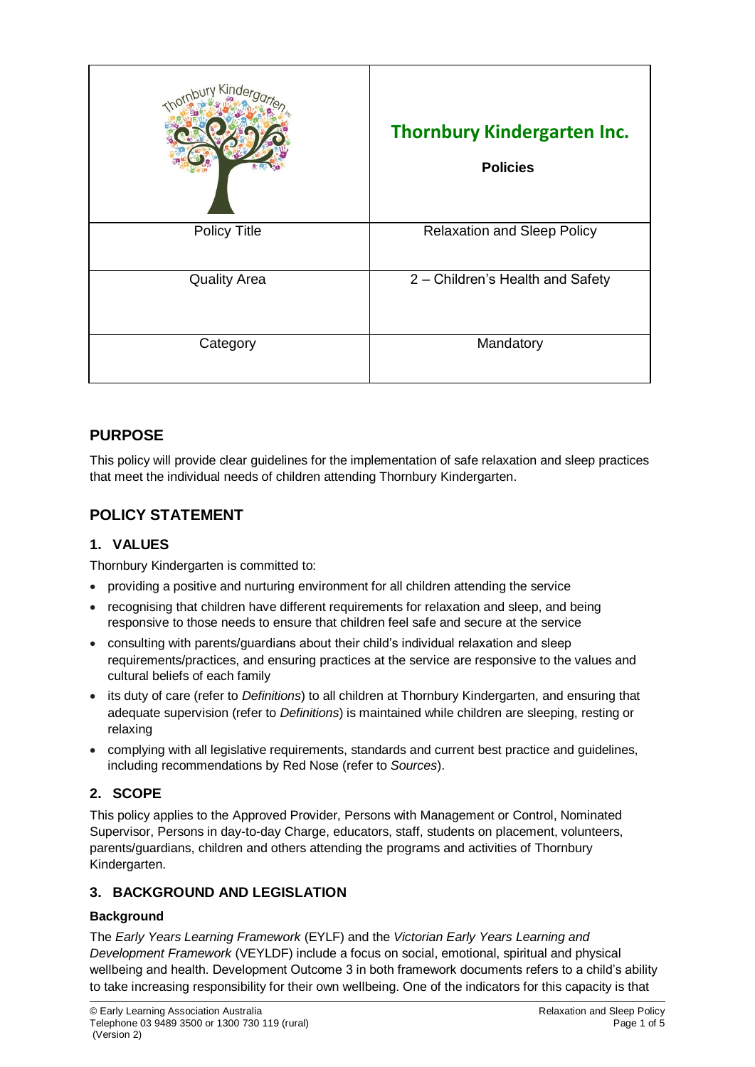| Thornbury Kindergarten | **Thornbury Kindergarten Inc.** **Policies** |
|---|---|
| Policy Title | Relaxation and Sleep Policy |
| Quality Area | 2 – Children's Health and Safety |
| Category | Mandatory |

## PURPOSE

This policy will provide clear guidelines for the implementation of safe relaxation and sleep practices that meet the individual needs of children attending Thornbury Kindergarten.

## POLICY STATEMENT

### 1. VALUES

Thornbury Kindergarten is committed to:

- providing a positive and nurturing environment for all children attending the service
- recognising that children have different requirements for relaxation and sleep, and being responsive to those needs to ensure that children feel safe and secure at the service
- consulting with parents/guardians about their child's individual relaxation and sleep requirements/practices, and ensuring practices at the service are responsive to the values and cultural beliefs of each family
- its duty of care (refer to *Definitions*) to all children at Thornbury Kindergarten, and ensuring that adequate supervision (refer to *Definitions*) is maintained while children are sleeping, resting or relaxing
- complying with all legislative requirements, standards and current best practice and guidelines, including recommendations by Red Nose (refer to *Sources*).

### 2. SCOPE

This policy applies to the Approved Provider, Persons with Management or Control, Nominated Supervisor, Persons in day-to-day Charge, educators, staff, students on placement, volunteers, parents/guardians, children and others attending the programs and activities of Thornbury Kindergarten.

### 3. BACKGROUND AND LEGISLATION

#### Background

The *Early Years Learning Framework* (EYLF) and the *Victorian Early Years Learning and Development Framework* (VEYLDF) include a focus on social, emotional, spiritual and physical wellbeing and health. Development Outcome 3 in both framework documents refers to a child's ability to take increasing responsibility for their own wellbeing. One of the indicators for this capacity is that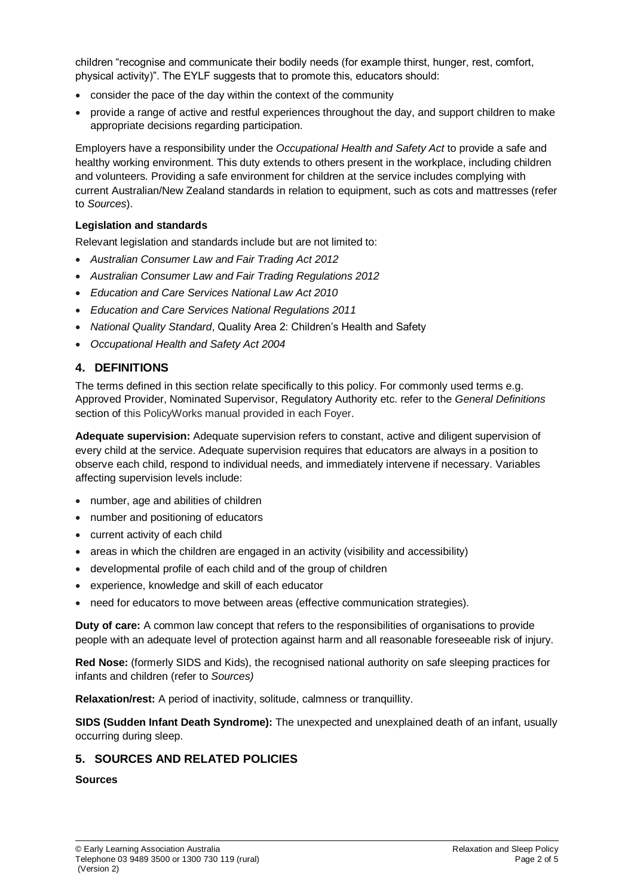children "recognise and communicate their bodily needs (for example thirst, hunger, rest, comfort, physical activity)". The EYLF suggests that to promote this, educators should:

- consider the pace of the day within the context of the community
- provide a range of active and restful experiences throughout the day, and support children to make appropriate decisions regarding participation.

Employers have a responsibility under the *Occupational Health and Safety Act* to provide a safe and healthy working environment. This duty extends to others present in the workplace, including children and volunteers. Providing a safe environment for children at the service includes complying with current Australian/New Zealand standards in relation to equipment, such as cots and mattresses (refer to *Sources*).

**Legislation and standards**

Relevant legislation and standards include but are not limited to:

- *Australian Consumer Law and Fair Trading Act 2012*
- *Australian Consumer Law and Fair Trading Regulations 2012*
- *Education and Care Services National Law Act 2010*
- *Education and Care Services National Regulations 2011*
- *National Quality Standard*, Quality Area 2: Children's Health and Safety
- *Occupational Health and Safety Act 2004*

## 4. DEFINITIONS

The terms defined in this section relate specifically to this policy. For commonly used terms e.g. Approved Provider, Nominated Supervisor, Regulatory Authority etc. refer to the *General Definitions* section of this PolicyWorks manual provided in each Foyer.

**Adequate supervision:** Adequate supervision refers to constant, active and diligent supervision of every child at the service. Adequate supervision requires that educators are always in a position to observe each child, respond to individual needs, and immediately intervene if necessary. Variables affecting supervision levels include:

- number, age and abilities of children
- number and positioning of educators
- current activity of each child
- areas in which the children are engaged in an activity (visibility and accessibility)
- developmental profile of each child and of the group of children
- experience, knowledge and skill of each educator
- need for educators to move between areas (effective communication strategies).

**Duty of care:** A common law concept that refers to the responsibilities of organisations to provide people with an adequate level of protection against harm and all reasonable foreseeable risk of injury.

**Red Nose:** (formerly SIDS and Kids), the recognised national authority on safe sleeping practices for infants and children (refer to *Sources)*

**Relaxation/rest:** A period of inactivity, solitude, calmness or tranquillity.

**SIDS (Sudden Infant Death Syndrome):** The unexpected and unexplained death of an infant, usually occurring during sleep.

## 5. SOURCES AND RELATED POLICIES

**Sources**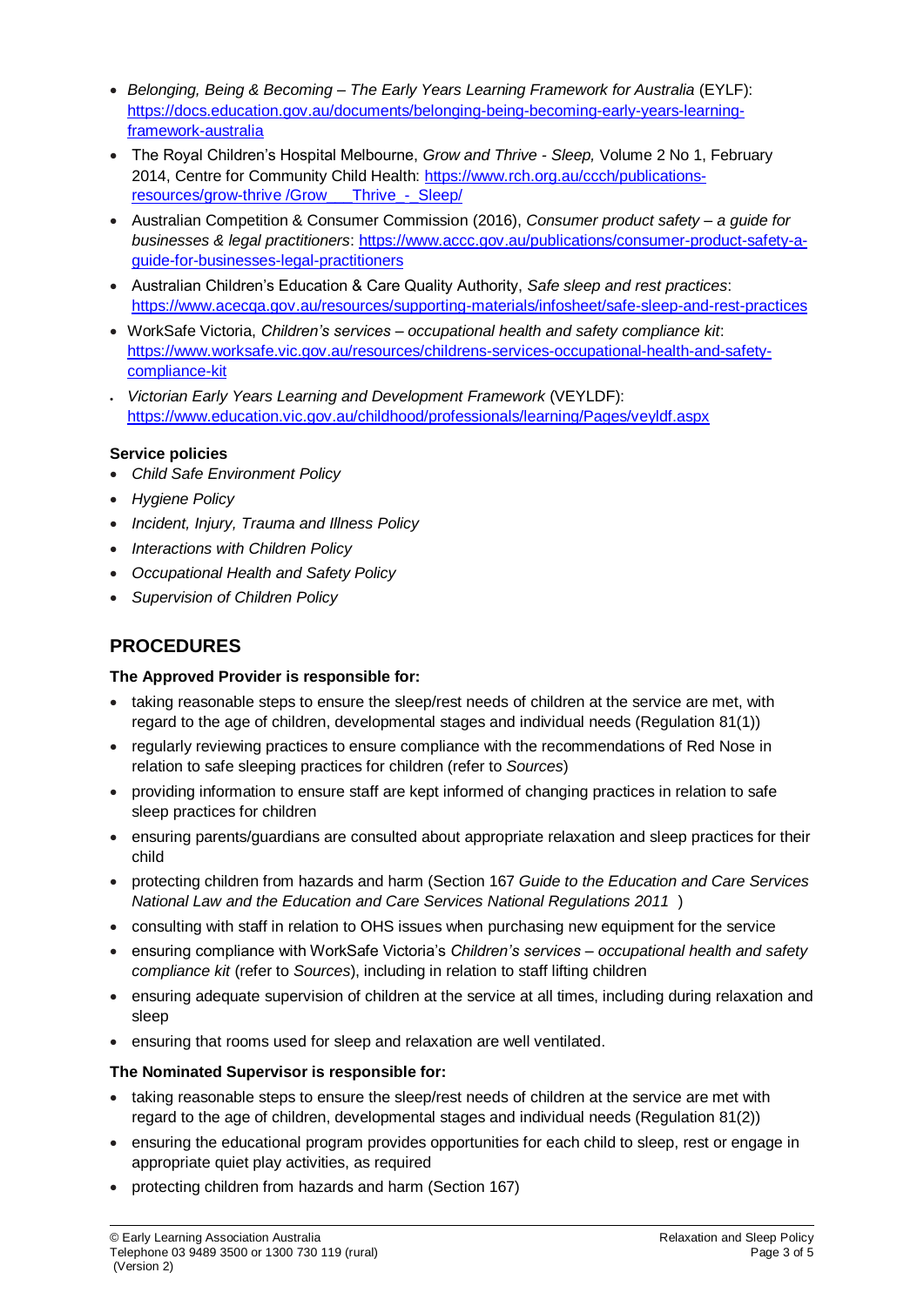- *Belonging, Being & Becoming – The Early Years Learning Framework for Australia* (EYLF): https://docs.education.gov.au/documents/belonging-being-becoming-early-years-learning-framework-australia
- The Royal Children's Hospital Melbourne, *Grow and Thrive - Sleep,* Volume 2 No 1, February 2014, Centre for Community Child Health: https://www.rch.org.au/ccch/publications-resources/grow-thrive /Grow___Thrive_-_Sleep/
- Australian Competition & Consumer Commission (2016), *Consumer product safety – a guide for businesses & legal practitioners*: https://www.accc.gov.au/publications/consumer-product-safety-a-guide-for-businesses-legal-practitioners
- Australian Children's Education & Care Quality Authority, *Safe sleep and rest practices*: https://www.acecqa.gov.au/resources/supporting-materials/infosheet/safe-sleep-and-rest-practices
- WorkSafe Victoria, *Children's services – occupational health and safety compliance kit*: https://www.worksafe.vic.gov.au/resources/childrens-services-occupational-health-and-safety-compliance-kit
- *Victorian Early Years Learning and Development Framework* (VEYLDF): https://www.education.vic.gov.au/childhood/professionals/learning/Pages/veyldf.aspx

**Service policies**

- *Child Safe Environment Policy*
- *Hygiene Policy*
- *Incident, Injury, Trauma and Illness Policy*
- *Interactions with Children Policy*
- *Occupational Health and Safety Policy*
- *Supervision of Children Policy*

## PROCEDURES

**The Approved Provider is responsible for:**

- taking reasonable steps to ensure the sleep/rest needs of children at the service are met, with regard to the age of children, developmental stages and individual needs (Regulation 81(1))
- regularly reviewing practices to ensure compliance with the recommendations of Red Nose in relation to safe sleeping practices for children (refer to *Sources*)
- providing information to ensure staff are kept informed of changing practices in relation to safe sleep practices for children
- ensuring parents/guardians are consulted about appropriate relaxation and sleep practices for their child
- protecting children from hazards and harm (Section 167 *Guide to the Education and Care Services National Law and the Education and Care Services National Regulations 2011* )
- consulting with staff in relation to OHS issues when purchasing new equipment for the service
- ensuring compliance with WorkSafe Victoria's *Children's services – occupational health and safety compliance kit* (refer to *Sources*), including in relation to staff lifting children
- ensuring adequate supervision of children at the service at all times, including during relaxation and sleep
- ensuring that rooms used for sleep and relaxation are well ventilated.

**The Nominated Supervisor is responsible for:**

- taking reasonable steps to ensure the sleep/rest needs of children at the service are met with regard to the age of children, developmental stages and individual needs (Regulation 81(2))
- ensuring the educational program provides opportunities for each child to sleep, rest or engage in appropriate quiet play activities, as required
- protecting children from hazards and harm (Section 167)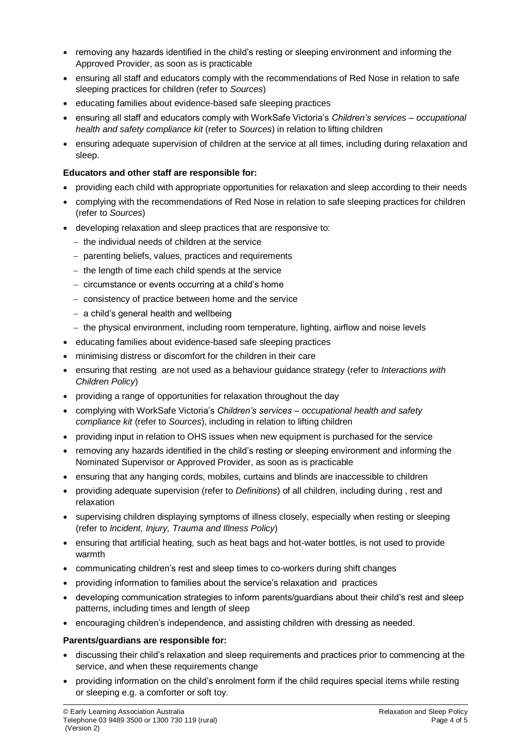- removing any hazards identified in the child's resting or sleeping environment and informing the Approved Provider, as soon as is practicable
- ensuring all staff and educators comply with the recommendations of Red Nose in relation to safe sleeping practices for children (refer to *Sources*)
- educating families about evidence-based safe sleeping practices
- ensuring all staff and educators comply with WorkSafe Victoria's *Children's services – occupational health and safety compliance kit* (refer to *Sources*) in relation to lifting children
- ensuring adequate supervision of children at the service at all times, including during relaxation and sleep.

**Educators and other staff are responsible for:**

- providing each child with appropriate opportunities for relaxation and sleep according to their needs
- complying with the recommendations of Red Nose in relation to safe sleeping practices for children (refer to *Sources*)
- developing relaxation and sleep practices that are responsive to:
  - the individual needs of children at the service
  - parenting beliefs, values, practices and requirements
  - the length of time each child spends at the service
  - circumstance or events occurring at a child's home
  - consistency of practice between home and the service
  - a child's general health and wellbeing
  - the physical environment, including room temperature, lighting, airflow and noise levels
- educating families about evidence-based safe sleeping practices
- minimising distress or discomfort for the children in their care
- ensuring that resting are not used as a behaviour guidance strategy (refer to *Interactions with Children Policy*)
- providing a range of opportunities for relaxation throughout the day
- complying with WorkSafe Victoria's *Children's services – occupational health and safety compliance kit* (refer to *Sources*), including in relation to lifting children
- providing input in relation to OHS issues when new equipment is purchased for the service
- removing any hazards identified in the child's resting or sleeping environment and informing the Nominated Supervisor or Approved Provider, as soon as is practicable
- ensuring that any hanging cords, mobiles, curtains and blinds are inaccessible to children
- providing adequate supervision (refer to *Definitions*) of all children, including during , rest and relaxation
- supervising children displaying symptoms of illness closely, especially when resting or sleeping (refer to *Incident, Injury, Trauma and Illness Policy*)
- ensuring that artificial heating, such as heat bags and hot-water bottles, is not used to provide warmth
- communicating children's rest and sleep times to co-workers during shift changes
- providing information to families about the service's relaxation and practices
- developing communication strategies to inform parents/guardians about their child's rest and sleep patterns, including times and length of sleep
- encouraging children's independence, and assisting children with dressing as needed.

**Parents/guardians are responsible for:**

- discussing their child's relaxation and sleep requirements and practices prior to commencing at the service, and when these requirements change
- providing information on the child's enrolment form if the child requires special items while resting or sleeping e.g. a comforter or soft toy.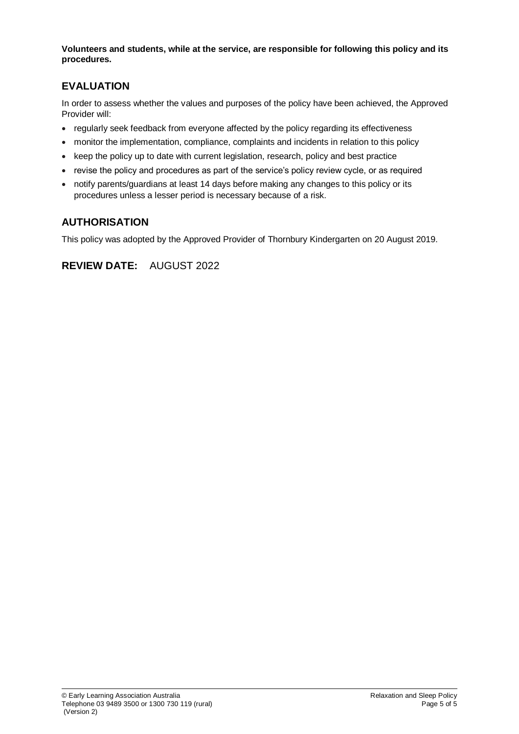**Volunteers and students, while at the service, are responsible for following this policy and its procedures.**

## EVALUATION

In order to assess whether the values and purposes of the policy have been achieved, the Approved Provider will:

- regularly seek feedback from everyone affected by the policy regarding its effectiveness
- monitor the implementation, compliance, complaints and incidents in relation to this policy
- keep the policy up to date with current legislation, research, policy and best practice
- revise the policy and procedures as part of the service's policy review cycle, or as required
- notify parents/guardians at least 14 days before making any changes to this policy or its procedures unless a lesser period is necessary because of a risk.

## AUTHORISATION

This policy was adopted by the Approved Provider of Thornbury Kindergarten on 20 August 2019.

## REVIEW DATE: AUGUST 2022